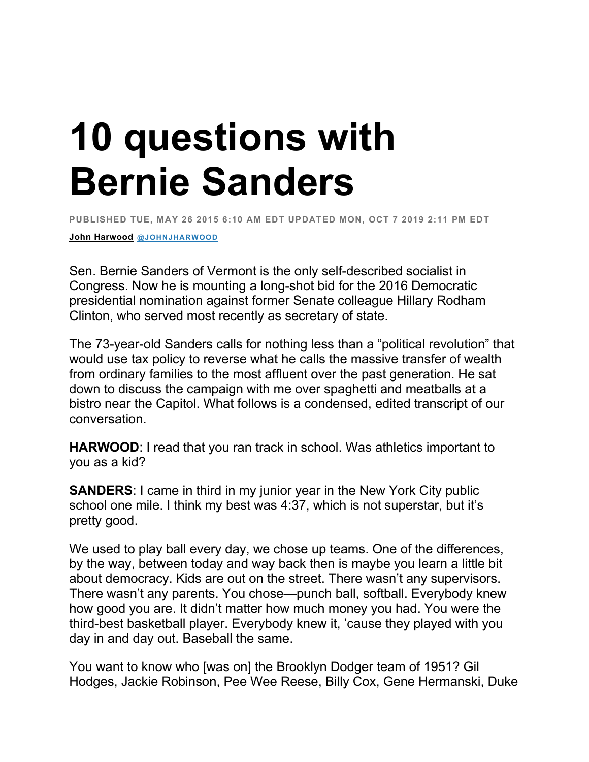# 10 questions with Bernie Sanders

PUBLISHED TUE, MAY 26 2015 6:10 AM EDT UPDATED MON, OCT 7 2019 2:11 PM EDT

John Harwood @JOHNJHARWOOD

Sen. Bernie Sanders of Vermont is the only self-described socialist in Congress. Now he is mounting a long-shot bid for the 2016 Democratic presidential nomination against former Senate colleague Hillary Rodham Clinton, who served most recently as secretary of state.

The 73-year-old Sanders calls for nothing less than a "political revolution" that would use tax policy to reverse what he calls the massive transfer of wealth from ordinary families to the most affluent over the past generation. He sat down to discuss the campaign with me over spaghetti and meatballs at a bistro near the Capitol. What follows is a condensed, edited transcript of our conversation.

**HARWOOD**: I read that you ran track in school. Was athletics important to you as a kid?

**SANDERS**: I came in third in my junior year in the New York City public school one mile. I think my best was 4:37, which is not superstar, but it's pretty good.

We used to play ball every day, we chose up teams. One of the differences, by the way, between today and way back then is maybe you learn a little bit about democracy. Kids are out on the street. There wasn't any supervisors. There wasn't any parents. You chose—punch ball, softball. Everybody knew how good you are. It didn't matter how much money you had. You were the third-best basketball player. Everybody knew it, 'cause they played with you day in and day out. Baseball the same.

You want to know who [was on] the Brooklyn Dodger team of 1951? Gil Hodges, Jackie Robinson, Pee Wee Reese, Billy Cox, Gene Hermanski, Duke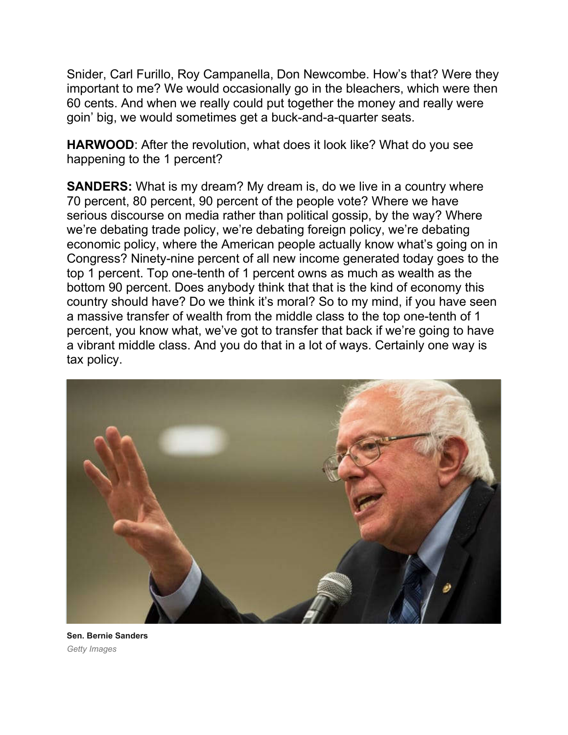Snider, Carl Furillo, Roy Campanella, Don Newcombe. How's that? Were they important to me? We would occasionally go in the bleachers, which were then 60 cents. And when we really could put together the money and really were goin' big, we would sometimes get a buck-and-a-quarter seats.

**HARWOOD**: After the revolution, what does it look like? What do you see happening to the 1 percent?

**SANDERS:** What is my dream? My dream is, do we live in a country where 70 percent, 80 percent, 90 percent of the people vote? Where we have serious discourse on media rather than political gossip, by the way? Where we're debating trade policy, we're debating foreign policy, we're debating economic policy, where the American people actually know what's going on in Congress? Ninety-nine percent of all new income generated today goes to the top 1 percent. Top one-tenth of 1 percent owns as much as wealth as the bottom 90 percent. Does anybody think that that is the kind of economy this country should have? Do we think it's moral? So to my mind, if you have seen a massive transfer of wealth from the middle class to the top one-tenth of 1 percent, you know what, we've got to transfer that back if we're going to have a vibrant middle class. And you do that in a lot of ways. Certainly one way is tax policy.

**Sen. Bernie Sanders**

*Getty Images*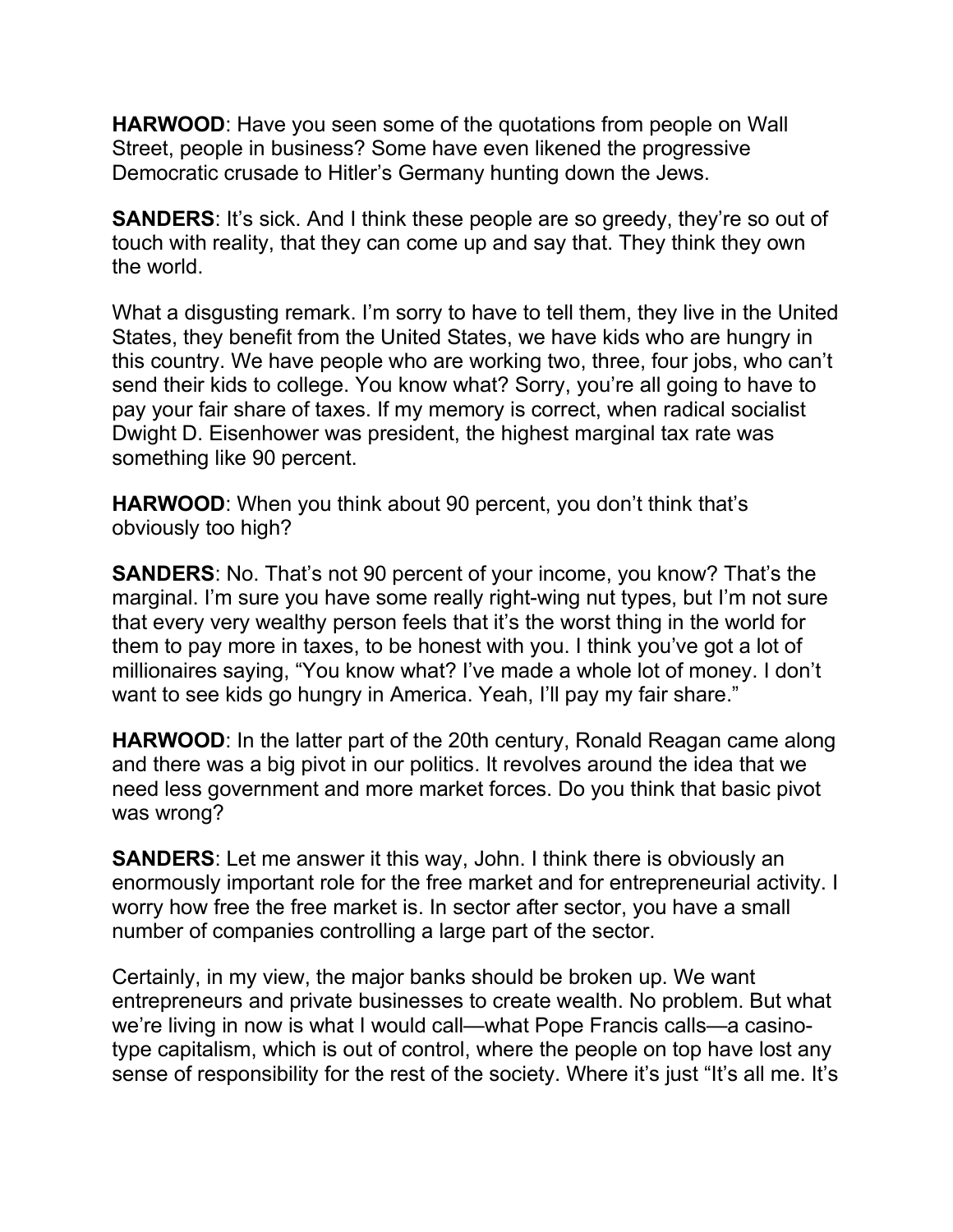**HARWOOD**: Have you seen some of the quotations from people on Wall Street, people in business? Some have even likened the progressive Democratic crusade to Hitler's Germany hunting down the Jews.

**SANDERS**: It's sick. And I think these people are so greedy, they're so out of touch with reality, that they can come up and say that. They think they own the world.

What a disgusting remark. I'm sorry to have to tell them, they live in the United States, they benefit from the United States, we have kids who are hungry in this country. We have people who are working two, three, four jobs, who can't send their kids to college. You know what? Sorry, you're all going to have to pay your fair share of taxes. If my memory is correct, when radical socialist Dwight D. Eisenhower was president, the highest marginal tax rate was something like 90 percent.

**HARWOOD**: When you think about 90 percent, you don't think that's obviously too high?

**SANDERS**: No. That's not 90 percent of your income, you know? That's the marginal. I'm sure you have some really right-wing nut types, but I'm not sure that every very wealthy person feels that it's the worst thing in the world for them to pay more in taxes, to be honest with you. I think you've got a lot of millionaires saying, "You know what? I've made a whole lot of money. I don't want to see kids go hungry in America. Yeah, I'll pay my fair share."

**HARWOOD**: In the latter part of the 20th century, Ronald Reagan came along and there was a big pivot in our politics. It revolves around the idea that we need less government and more market forces. Do you think that basic pivot was wrong?

**SANDERS**: Let me answer it this way, John. I think there is obviously an enormously important role for the free market and for entrepreneurial activity. I worry how free the free market is. In sector after sector, you have a small number of companies controlling a large part of the sector.

Certainly, in my view, the major banks should be broken up. We want entrepreneurs and private businesses to create wealth. No problem. But what we're living in now is what I would call—what Pope Francis calls—a casino-type capitalism, which is out of control, where the people on top have lost any sense of responsibility for the rest of the society. Where it's just "It's all me. It's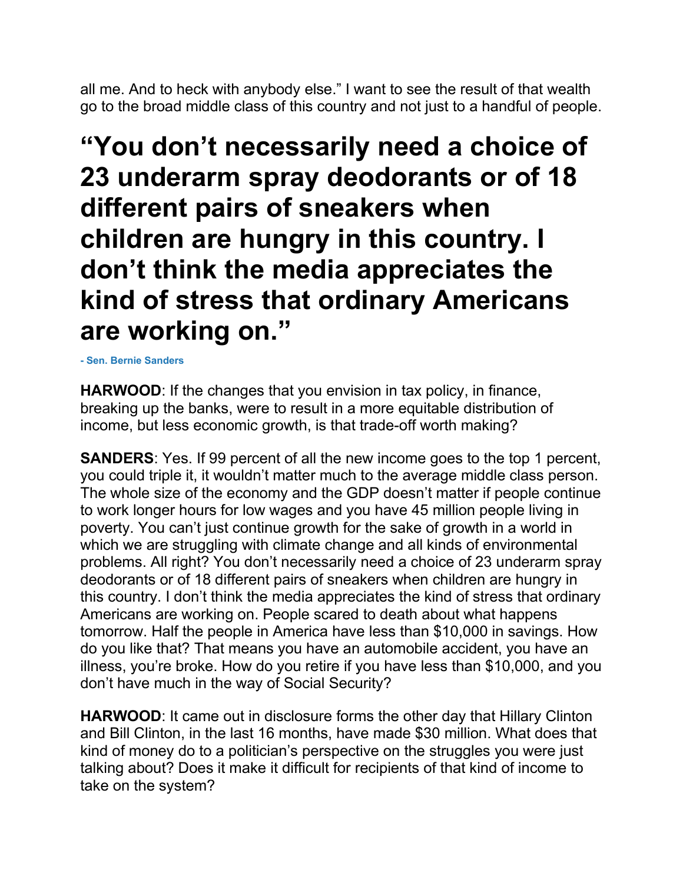all me. And to heck with anybody else." I want to see the result of that wealth go to the broad middle class of this country and not just to a handful of people.

# "You don't necessarily need a choice of 23 underarm spray deodorants or of 18 different pairs of sneakers when children are hungry in this country. I don't think the media appreciates the kind of stress that ordinary Americans are working on."

**- Sen. Bernie Sanders**

**HARWOOD**: If the changes that you envision in tax policy, in finance, breaking up the banks, were to result in a more equitable distribution of income, but less economic growth, is that trade-off worth making?

**SANDERS**: Yes. If 99 percent of all the new income goes to the top 1 percent, you could triple it, it wouldn't matter much to the average middle class person. The whole size of the economy and the GDP doesn't matter if people continue to work longer hours for low wages and you have 45 million people living in poverty. You can't just continue growth for the sake of growth in a world in which we are struggling with climate change and all kinds of environmental problems. All right? You don't necessarily need a choice of 23 underarm spray deodorants or of 18 different pairs of sneakers when children are hungry in this country. I don't think the media appreciates the kind of stress that ordinary Americans are working on. People scared to death about what happens tomorrow. Half the people in America have less than $10,000 in savings. How do you like that? That means you have an automobile accident, you have an illness, you're broke. How do you retire if you have less than $10,000, and you don't have much in the way of Social Security?

**HARWOOD**: It came out in disclosure forms the other day that Hillary Clinton and Bill Clinton, in the last 16 months, have made $30 million. What does that kind of money do to a politician's perspective on the struggles you were just talking about? Does it make it difficult for recipients of that kind of income to take on the system?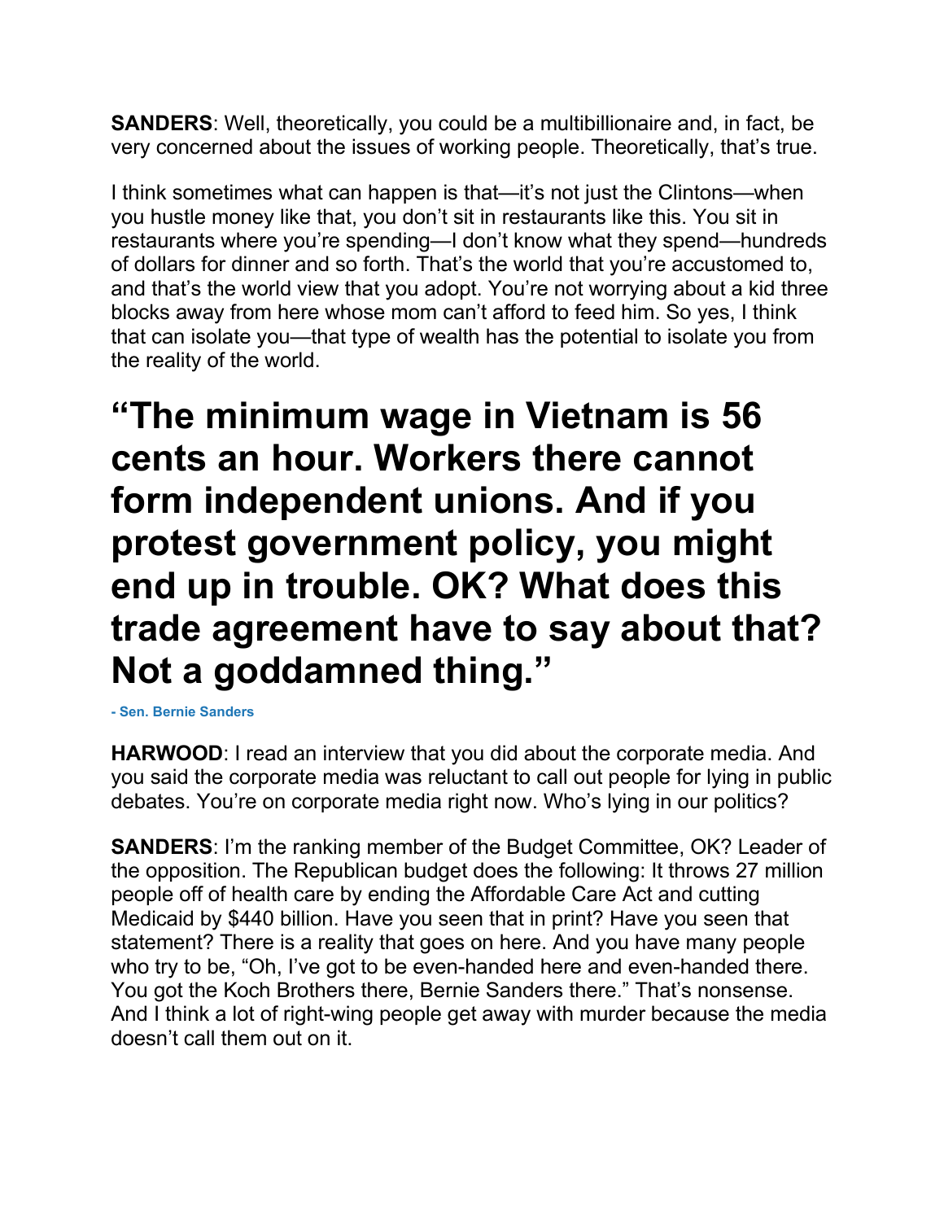**SANDERS**: Well, theoretically, you could be a multibillionaire and, in fact, be very concerned about the issues of working people. Theoretically, that's true.

I think sometimes what can happen is that—it's not just the Clintons—when you hustle money like that, you don't sit in restaurants like this. You sit in restaurants where you're spending—I don't know what they spend—hundreds of dollars for dinner and so forth. That's the world that you're accustomed to, and that's the world view that you adopt. You're not worrying about a kid three blocks away from here whose mom can't afford to feed him. So yes, I think that can isolate you—that type of wealth has the potential to isolate you from the reality of the world.

# "The minimum wage in Vietnam is 56 cents an hour. Workers there cannot form independent unions. And if you protest government policy, you might end up in trouble. OK? What does this trade agreement have to say about that? Not a goddamned thing."

**- Sen. Bernie Sanders**

**HARWOOD**: I read an interview that you did about the corporate media. And you said the corporate media was reluctant to call out people for lying in public debates. You're on corporate media right now. Who's lying in our politics?

**SANDERS**: I'm the ranking member of the Budget Committee, OK? Leader of the opposition. The Republican budget does the following: It throws 27 million people off of health care by ending the Affordable Care Act and cutting Medicaid by $440 billion. Have you seen that in print? Have you seen that statement? There is a reality that goes on here. And you have many people who try to be, "Oh, I've got to be even-handed here and even-handed there. You got the Koch Brothers there, Bernie Sanders there." That's nonsense. And I think a lot of right-wing people get away with murder because the media doesn't call them out on it.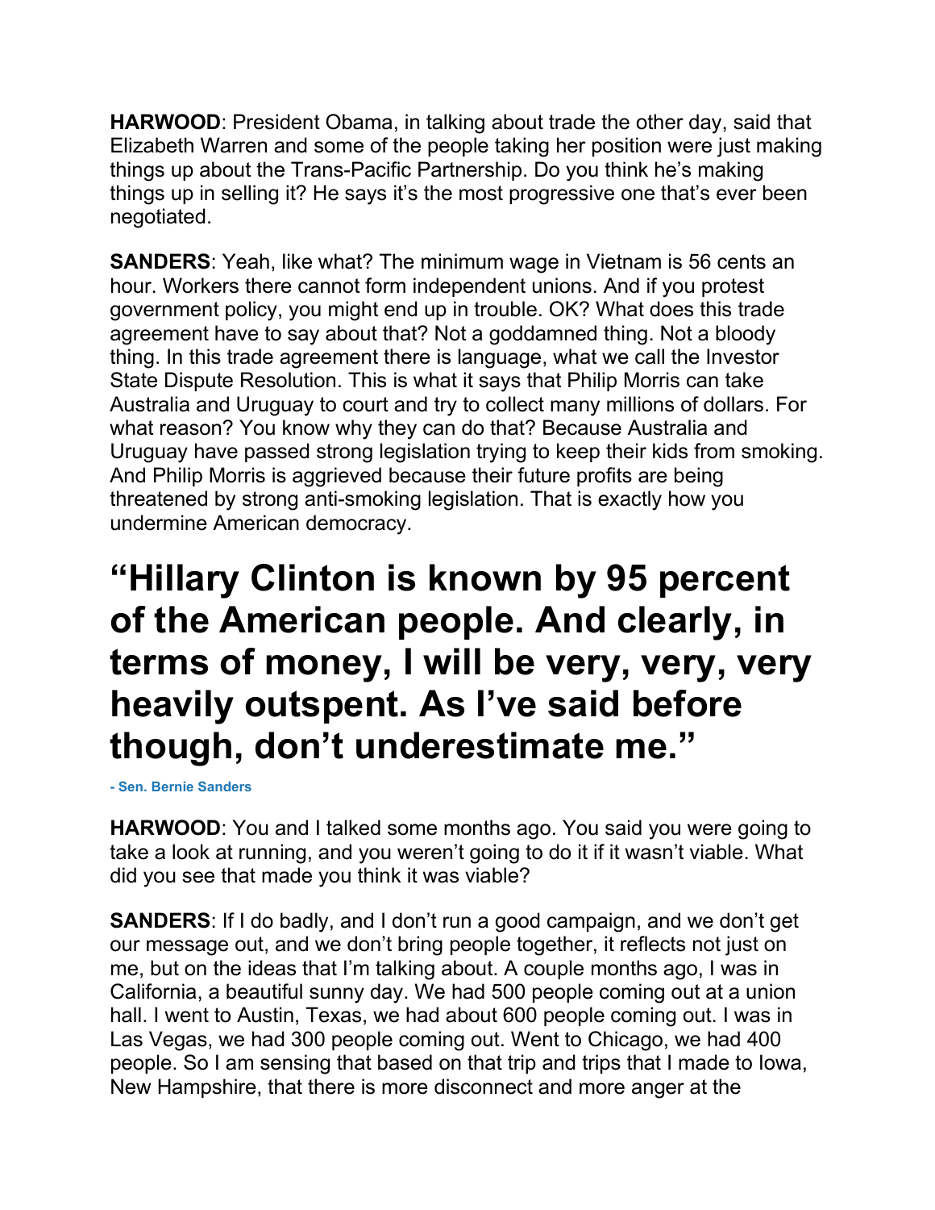**HARWOOD**: President Obama, in talking about trade the other day, said that Elizabeth Warren and some of the people taking her position were just making things up about the Trans-Pacific Partnership. Do you think he's making things up in selling it? He says it's the most progressive one that's ever been negotiated.

**SANDERS**: Yeah, like what? The minimum wage in Vietnam is 56 cents an hour. Workers there cannot form independent unions. And if you protest government policy, you might end up in trouble. OK? What does this trade agreement have to say about that? Not a goddamned thing. Not a bloody thing. In this trade agreement there is language, what we call the Investor State Dispute Resolution. This is what it says that Philip Morris can take Australia and Uruguay to court and try to collect many millions of dollars. For what reason? You know why they can do that? Because Australia and Uruguay have passed strong legislation trying to keep their kids from smoking. And Philip Morris is aggrieved because their future profits are being threatened by strong anti-smoking legislation. That is exactly how you undermine American democracy.

# "Hillary Clinton is known by 95 percent of the American people. And clearly, in terms of money, I will be very, very, very heavily outspent. As I've said before though, don't underestimate me."

**- Sen. Bernie Sanders**

**HARWOOD**: You and I talked some months ago. You said you were going to take a look at running, and you weren't going to do it if it wasn't viable. What did you see that made you think it was viable?

**SANDERS**: If I do badly, and I don't run a good campaign, and we don't get our message out, and we don't bring people together, it reflects not just on me, but on the ideas that I'm talking about. A couple months ago, I was in California, a beautiful sunny day. We had 500 people coming out at a union hall. I went to Austin, Texas, we had about 600 people coming out. I was in Las Vegas, we had 300 people coming out. Went to Chicago, we had 400 people. So I am sensing that based on that trip and trips that I made to Iowa, New Hampshire, that there is more disconnect and more anger at the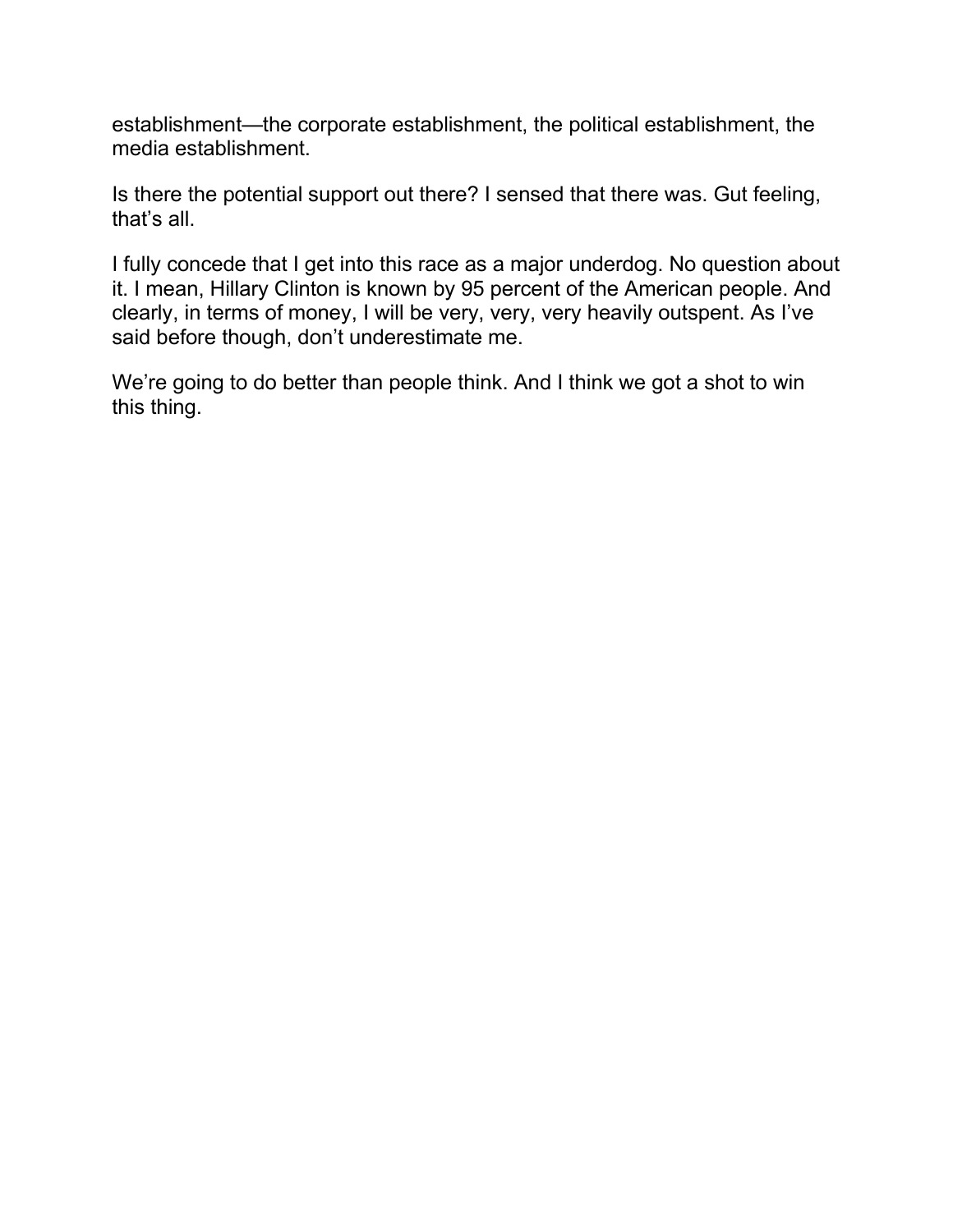establishment—the corporate establishment, the political establishment, the media establishment.

Is there the potential support out there? I sensed that there was. Gut feeling, that's all.

I fully concede that I get into this race as a major underdog. No question about it. I mean, Hillary Clinton is known by 95 percent of the American people. And clearly, in terms of money, I will be very, very, very heavily outspent. As I've said before though, don't underestimate me.

We're going to do better than people think. And I think we got a shot to win this thing.